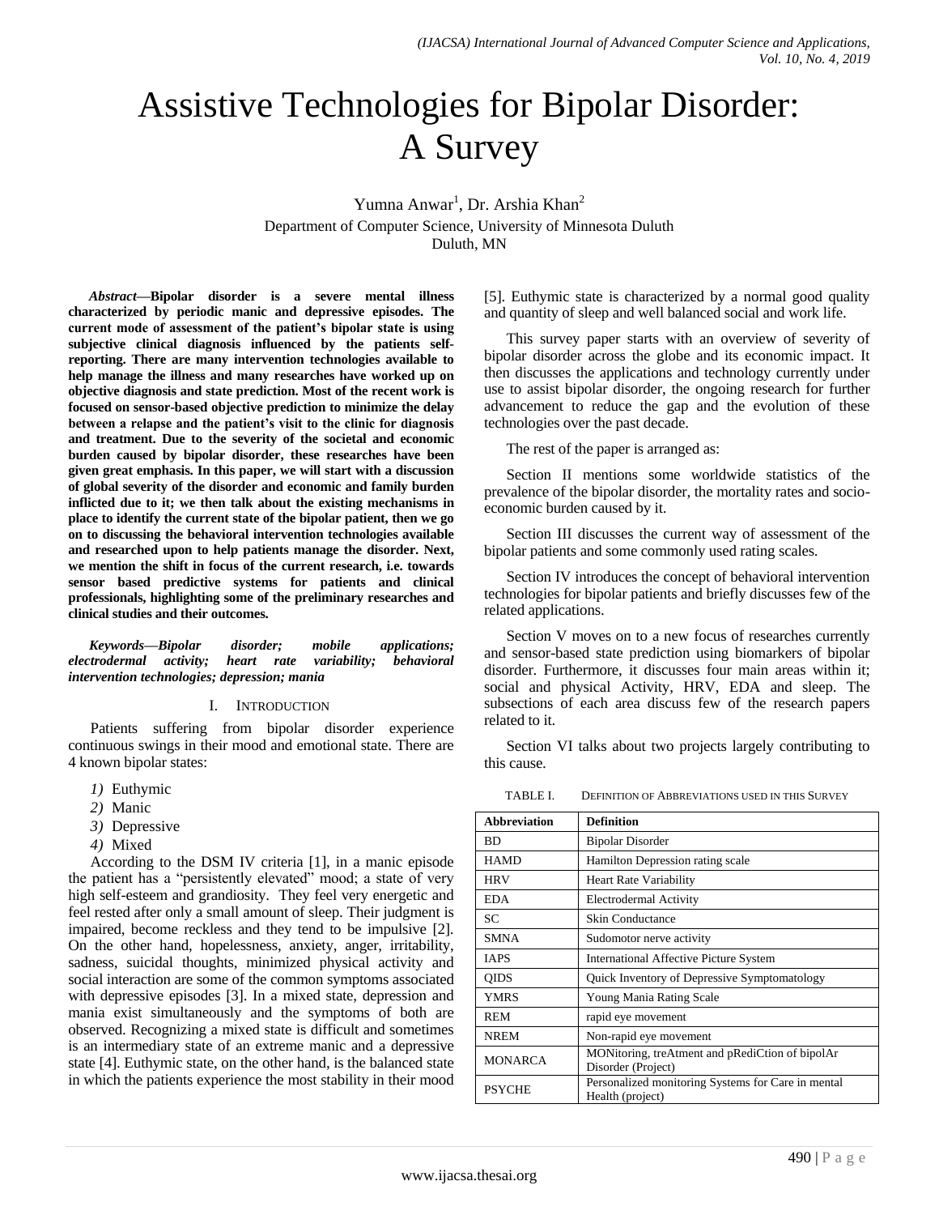# Assistive Technologies for Bipolar Disorder: A Survey

Yumna Anwar[1], Dr. Arshia Khan[2]

Department of Computer Science, University of Minnesota Duluth

Duluth, MN

***Abstract*—Bipolar disorder is a severe mental illness characterized by periodic manic and depressive episodes. The current mode of assessment of the patient's bipolar state is using subjective clinical diagnosis influenced by the patients self-reporting. There are many intervention technologies available to help manage the illness and many researches have worked up on objective diagnosis and state prediction. Most of the recent work is focused on sensor-based objective prediction to minimize the delay between a relapse and the patient's visit to the clinic for diagnosis and treatment. Due to the severity of the societal and economic burden caused by bipolar disorder, these researches have been given great emphasis. In this paper, we will start with a discussion of global severity of the disorder and economic and family burden inflicted due to it; we then talk about the existing mechanisms in place to identify the current state of the bipolar patient, then we go on to discussing the behavioral intervention technologies available and researched upon to help patients manage the disorder. Next, we mention the shift in focus of the current research, i.e. towards sensor based predictive systems for patients and clinical professionals, highlighting some of the preliminary researches and clinical studies and their outcomes.**

***Keywords*—*Bipolar disorder; mobile applications; electrodermal activity; heart rate variability; behavioral intervention technologies; depression; mania***

## I. Introduction

Patients suffering from bipolar disorder experience continuous swings in their mood and emotional state. There are 4 known bipolar states:

1) Euthymic
2) Manic
3) Depressive
4) Mixed

According to the DSM IV criteria [1], in a manic episode the patient has a "persistently elevated" mood; a state of very high self-esteem and grandiosity. They feel very energetic and feel rested after only a small amount of sleep. Their judgment is impaired, become reckless and they tend to be impulsive [2]. On the other hand, hopelessness, anxiety, anger, irritability, sadness, suicidal thoughts, minimized physical activity and social interaction are some of the common symptoms associated with depressive episodes [3]. In a mixed state, depression and mania exist simultaneously and the symptoms of both are observed. Recognizing a mixed state is difficult and sometimes is an intermediary state of an extreme manic and a depressive state [4]. Euthymic state, on the other hand, is the balanced state in which the patients experience the most stability in their mood [5]. Euthymic state is characterized by a normal good quality and quantity of sleep and well balanced social and work life.

This survey paper starts with an overview of severity of bipolar disorder across the globe and its economic impact. It then discusses the applications and technology currently under use to assist bipolar disorder, the ongoing research for further advancement to reduce the gap and the evolution of these technologies over the past decade.

The rest of the paper is arranged as:

Section II mentions some worldwide statistics of the prevalence of the bipolar disorder, the mortality rates and socio-economic burden caused by it.

Section III discusses the current way of assessment of the bipolar patients and some commonly used rating scales.

Section IV introduces the concept of behavioral intervention technologies for bipolar patients and briefly discusses few of the related applications.

Section V moves on to a new focus of researches currently and sensor-based state prediction using biomarkers of bipolar disorder. Furthermore, it discusses four main areas within it; social and physical Activity, HRV, EDA and sleep. The subsections of each area discuss few of the research papers related to it.

Section VI talks about two projects largely contributing to this cause.

TABLE I. Definition of Abbreviations used in this Survey

| Abbreviation | Definition |
|---|---|
| BD | Bipolar Disorder |
| HAMD | Hamilton Depression rating scale |
| HRV | Heart Rate Variability |
| EDA | Electrodermal Activity |
| SC | Skin Conductance |
| SMNA | Sudomotor nerve activity |
| IAPS | International Affective Picture System |
| QIDS | Quick Inventory of Depressive Symptomatology |
| YMRS | Young Mania Rating Scale |
| REM | rapid eye movement |
| NREM | Non-rapid eye movement |
| MONARCA | MONitoring, treAtment and pRediCtion of bipolAr Disorder (Project) |
| PSYCHE | Personalized monitoring Systems for Care in mental Health (project) |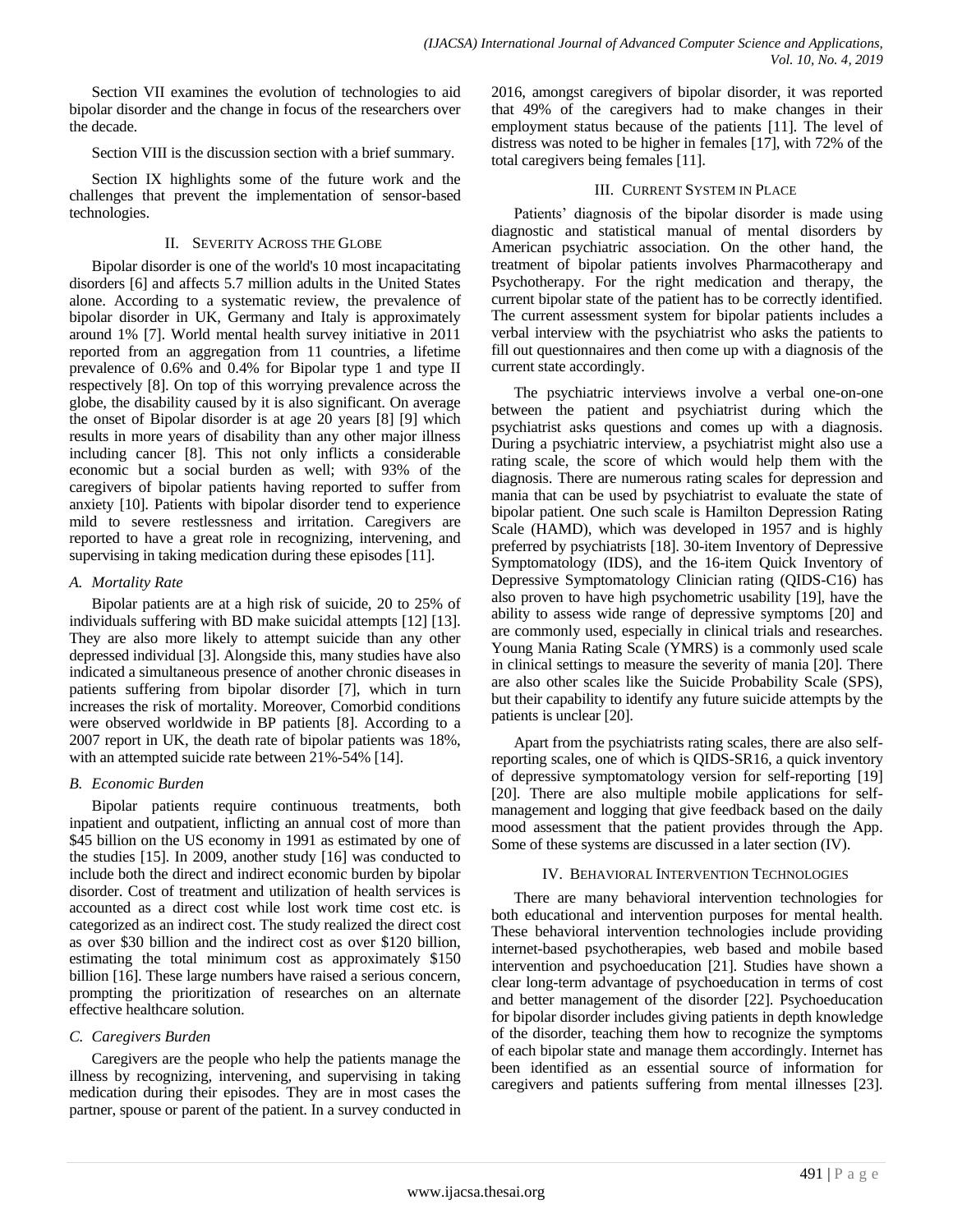Section VII examines the evolution of technologies to aid bipolar disorder and the change in focus of the researchers over the decade.

Section VIII is the discussion section with a brief summary.

Section IX highlights some of the future work and the challenges that prevent the implementation of sensor-based technologies.

## II. Severity Across the Globe

Bipolar disorder is one of the world's 10 most incapacitating disorders [6] and affects 5.7 million adults in the United States alone. According to a systematic review, the prevalence of bipolar disorder in UK, Germany and Italy is approximately around 1% [7]. World mental health survey initiative in 2011 reported from an aggregation from 11 countries, a lifetime prevalence of 0.6% and 0.4% for Bipolar type 1 and type II respectively [8]. On top of this worrying prevalence across the globe, the disability caused by it is also significant. On average the onset of Bipolar disorder is at age 20 years [8] [9] which results in more years of disability than any other major illness including cancer [8]. This not only inflicts a considerable economic but a social burden as well; with 93% of the caregivers of bipolar patients having reported to suffer from anxiety [10]. Patients with bipolar disorder tend to experience mild to severe restlessness and irritation. Caregivers are reported to have a great role in recognizing, intervening, and supervising in taking medication during these episodes [11].

### *A. Mortality Rate*

Bipolar patients are at a high risk of suicide, 20 to 25% of individuals suffering with BD make suicidal attempts [12] [13]. They are also more likely to attempt suicide than any other depressed individual [3]. Alongside this, many studies have also indicated a simultaneous presence of another chronic diseases in patients suffering from bipolar disorder [7], which in turn increases the risk of mortality. Moreover, Comorbid conditions were observed worldwide in BP patients [8]. According to a 2007 report in UK, the death rate of bipolar patients was 18%, with an attempted suicide rate between 21%-54% [14].

### *B. Economic Burden*

Bipolar patients require continuous treatments, both inpatient and outpatient, inflicting an annual cost of more than $45 billion on the US economy in 1991 as estimated by one of the studies [15]. In 2009, another study [16] was conducted to include both the direct and indirect economic burden by bipolar disorder. Cost of treatment and utilization of health services is accounted as a direct cost while lost work time cost etc. is categorized as an indirect cost. The study realized the direct cost as over $30 billion and the indirect cost as over $120 billion, estimating the total minimum cost as approximately $150 billion [16]. These large numbers have raised a serious concern, prompting the prioritization of researches on an alternate effective healthcare solution.

### *C. Caregivers Burden*

Caregivers are the people who help the patients manage the illness by recognizing, intervening, and supervising in taking medication during their episodes. They are in most cases the partner, spouse or parent of the patient. In a survey conducted in 2016, amongst caregivers of bipolar disorder, it was reported that 49% of the caregivers had to make changes in their employment status because of the patients [11]. The level of distress was noted to be higher in females [17], with 72% of the total caregivers being females [11].

## III. Current System in Place

Patients' diagnosis of the bipolar disorder is made using diagnostic and statistical manual of mental disorders by American psychiatric association. On the other hand, the treatment of bipolar patients involves Pharmacotherapy and Psychotherapy. For the right medication and therapy, the current bipolar state of the patient has to be correctly identified. The current assessment system for bipolar patients includes a verbal interview with the psychiatrist who asks the patients to fill out questionnaires and then come up with a diagnosis of the current state accordingly.

The psychiatric interviews involve a verbal one-on-one between the patient and psychiatrist during which the psychiatrist asks questions and comes up with a diagnosis. During a psychiatric interview, a psychiatrist might also use a rating scale, the score of which would help them with the diagnosis. There are numerous rating scales for depression and mania that can be used by psychiatrist to evaluate the state of bipolar patient. One such scale is Hamilton Depression Rating Scale (HAMD), which was developed in 1957 and is highly preferred by psychiatrists [18]. 30-item Inventory of Depressive Symptomatology (IDS), and the 16-item Quick Inventory of Depressive Symptomatology Clinician rating (QIDS-C16) has also proven to have high psychometric usability [19], have the ability to assess wide range of depressive symptoms [20] and are commonly used, especially in clinical trials and researches. Young Mania Rating Scale (YMRS) is a commonly used scale in clinical settings to measure the severity of mania [20]. There are also other scales like the Suicide Probability Scale (SPS), but their capability to identify any future suicide attempts by the patients is unclear [20].

Apart from the psychiatrists rating scales, there are also self-reporting scales, one of which is QIDS-SR16, a quick inventory of depressive symptomatology version for self-reporting [19] [20]. There are also multiple mobile applications for self-management and logging that give feedback based on the daily mood assessment that the patient provides through the App. Some of these systems are discussed in a later section (IV).

## IV. Behavioral Intervention Technologies

There are many behavioral intervention technologies for both educational and intervention purposes for mental health. These behavioral intervention technologies include providing internet-based psychotherapies, web based and mobile based intervention and psychoeducation [21]. Studies have shown a clear long-term advantage of psychoeducation in terms of cost and better management of the disorder [22]. Psychoeducation for bipolar disorder includes giving patients in depth knowledge of the disorder, teaching them how to recognize the symptoms of each bipolar state and manage them accordingly. Internet has been identified as an essential source of information for caregivers and patients suffering from mental illnesses [23].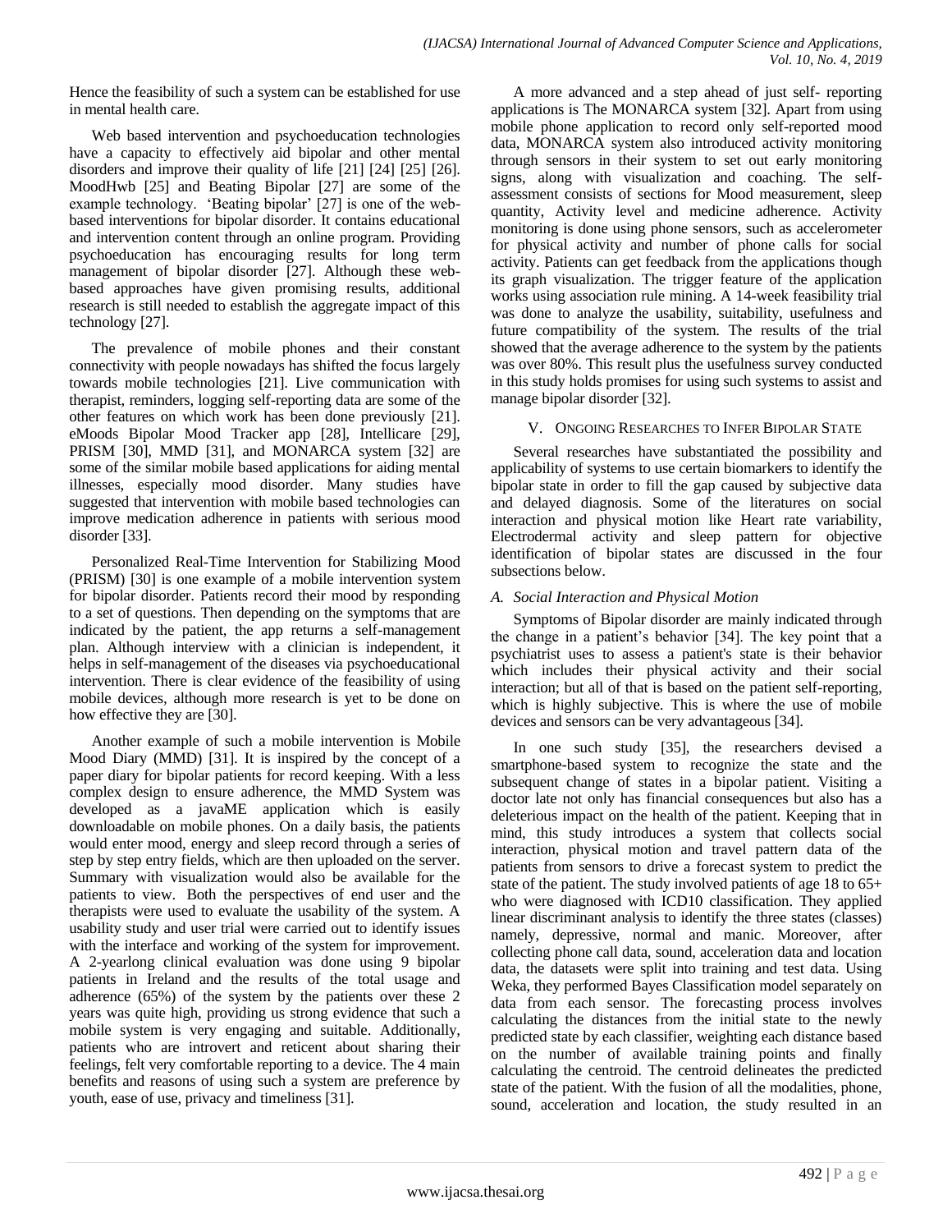Hence the feasibility of such a system can be established for use in mental health care.

Web based intervention and psychoeducation technologies have a capacity to effectively aid bipolar and other mental disorders and improve their quality of life [21] [24] [25] [26]. MoodHwb [25] and Beating Bipolar [27] are some of the example technology. 'Beating bipolar' [27] is one of the web-based interventions for bipolar disorder. It contains educational and intervention content through an online program. Providing psychoeducation has encouraging results for long term management of bipolar disorder [27]. Although these web-based approaches have given promising results, additional research is still needed to establish the aggregate impact of this technology [27].

The prevalence of mobile phones and their constant connectivity with people nowadays has shifted the focus largely towards mobile technologies [21]. Live communication with therapist, reminders, logging self-reporting data are some of the other features on which work has been done previously [21]. eMoods Bipolar Mood Tracker app [28], Intellicare [29], PRISM [30], MMD [31], and MONARCA system [32] are some of the similar mobile based applications for aiding mental illnesses, especially mood disorder. Many studies have suggested that intervention with mobile based technologies can improve medication adherence in patients with serious mood disorder [33].

Personalized Real-Time Intervention for Stabilizing Mood (PRISM) [30] is one example of a mobile intervention system for bipolar disorder. Patients record their mood by responding to a set of questions. Then depending on the symptoms that are indicated by the patient, the app returns a self-management plan. Although interview with a clinician is independent, it helps in self-management of the diseases via psychoeducational intervention. There is clear evidence of the feasibility of using mobile devices, although more research is yet to be done on how effective they are [30].

Another example of such a mobile intervention is Mobile Mood Diary (MMD) [31]. It is inspired by the concept of a paper diary for bipolar patients for record keeping. With a less complex design to ensure adherence, the MMD System was developed as a javaME application which is easily downloadable on mobile phones. On a daily basis, the patients would enter mood, energy and sleep record through a series of step by step entry fields, which are then uploaded on the server. Summary with visualization would also be available for the patients to view. Both the perspectives of end user and the therapists were used to evaluate the usability of the system. A usability study and user trial were carried out to identify issues with the interface and working of the system for improvement. A 2-yearlong clinical evaluation was done using 9 bipolar patients in Ireland and the results of the total usage and adherence (65%) of the system by the patients over these 2 years was quite high, providing us strong evidence that such a mobile system is very engaging and suitable. Additionally, patients who are introvert and reticent about sharing their feelings, felt very comfortable reporting to a device. The 4 main benefits and reasons of using such a system are preference by youth, ease of use, privacy and timeliness [31].

A more advanced and a step ahead of just self- reporting applications is The MONARCA system [32]. Apart from using mobile phone application to record only self-reported mood data, MONARCA system also introduced activity monitoring through sensors in their system to set out early monitoring signs, along with visualization and coaching. The self-assessment consists of sections for Mood measurement, sleep quantity, Activity level and medicine adherence. Activity monitoring is done using phone sensors, such as accelerometer for physical activity and number of phone calls for social activity. Patients can get feedback from the applications though its graph visualization. The trigger feature of the application works using association rule mining. A 14-week feasibility trial was done to analyze the usability, suitability, usefulness and future compatibility of the system. The results of the trial showed that the average adherence to the system by the patients was over 80%. This result plus the usefulness survey conducted in this study holds promises for using such systems to assist and manage bipolar disorder [32].

## V. Ongoing Researches to Infer Bipolar State

Several researches have substantiated the possibility and applicability of systems to use certain biomarkers to identify the bipolar state in order to fill the gap caused by subjective data and delayed diagnosis. Some of the literatures on social interaction and physical motion like Heart rate variability, Electrodermal activity and sleep pattern for objective identification of bipolar states are discussed in the four subsections below.

### *A. Social Interaction and Physical Motion*

Symptoms of Bipolar disorder are mainly indicated through the change in a patient's behavior [34]. The key point that a psychiatrist uses to assess a patient's state is their behavior which includes their physical activity and their social interaction; but all of that is based on the patient self-reporting, which is highly subjective. This is where the use of mobile devices and sensors can be very advantageous [34].

In one such study [35], the researchers devised a smartphone-based system to recognize the state and the subsequent change of states in a bipolar patient. Visiting a doctor late not only has financial consequences but also has a deleterious impact on the health of the patient. Keeping that in mind, this study introduces a system that collects social interaction, physical motion and travel pattern data of the patients from sensors to drive a forecast system to predict the state of the patient. The study involved patients of age 18 to 65+ who were diagnosed with ICD10 classification. They applied linear discriminant analysis to identify the three states (classes) namely, depressive, normal and manic. Moreover, after collecting phone call data, sound, acceleration data and location data, the datasets were split into training and test data. Using Weka, they performed Bayes Classification model separately on data from each sensor. The forecasting process involves calculating the distances from the initial state to the newly predicted state by each classifier, weighting each distance based on the number of available training points and finally calculating the centroid. The centroid delineates the predicted state of the patient. With the fusion of all the modalities, phone, sound, acceleration and location, the study resulted in an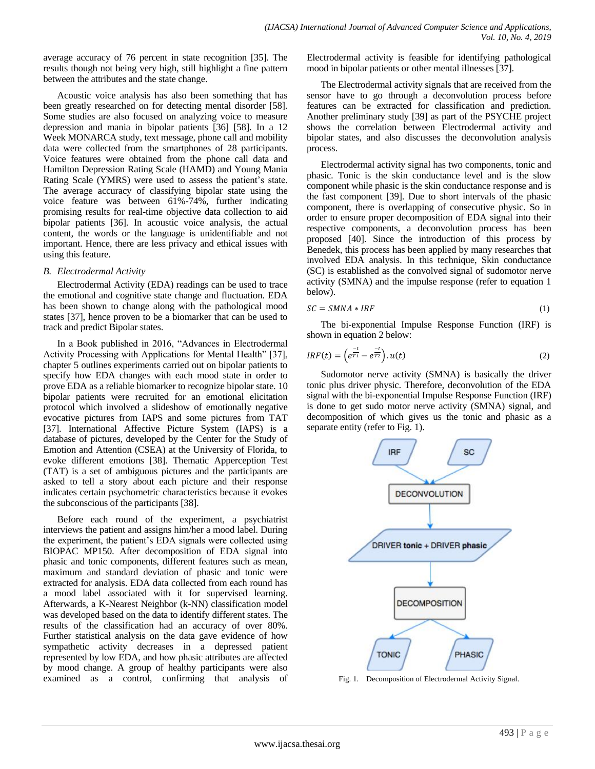average accuracy of 76 percent in state recognition [35]. The results though not being very high, still highlight a fine pattern between the attributes and the state change.

Acoustic voice analysis has also been something that has been greatly researched on for detecting mental disorder [58]. Some studies are also focused on analyzing voice to measure depression and mania in bipolar patients [36] [58]. In a 12 Week MONARCA study, text message, phone call and mobility data were collected from the smartphones of 28 participants. Voice features were obtained from the phone call data and Hamilton Depression Rating Scale (HAMD) and Young Mania Rating Scale (YMRS) were used to assess the patient's state. The average accuracy of classifying bipolar state using the voice feature was between 61%-74%, further indicating promising results for real-time objective data collection to aid bipolar patients [36]. In acoustic voice analysis, the actual content, the words or the language is unidentifiable and not important. Hence, there are less privacy and ethical issues with using this feature.

### B. Electrodermal Activity

Electrodermal Activity (EDA) readings can be used to trace the emotional and cognitive state change and fluctuation. EDA has been shown to change along with the pathological mood states [37], hence proven to be a biomarker that can be used to track and predict Bipolar states.

In a Book published in 2016, "Advances in Electrodermal Activity Processing with Applications for Mental Health" [37], chapter 5 outlines experiments carried out on bipolar patients to specify how EDA changes with each mood state in order to prove EDA as a reliable biomarker to recognize bipolar state. 10 bipolar patients were recruited for an emotional elicitation protocol which involved a slideshow of emotionally negative evocative pictures from IAPS and some pictures from TAT [37]. International Affective Picture System (IAPS) is a database of pictures, developed by the Center for the Study of Emotion and Attention (CSEA) at the University of Florida, to evoke different emotions [38]. Thematic Apperception Test (TAT) is a set of ambiguous pictures and the participants are asked to tell a story about each picture and their response indicates certain psychometric characteristics because it evokes the subconscious of the participants [38].

Before each round of the experiment, a psychiatrist interviews the patient and assigns him/her a mood label. During the experiment, the patient's EDA signals were collected using BIOPAC MP150. After decomposition of EDA signal into phasic and tonic components, different features such as mean, maximum and standard deviation of phasic and tonic were extracted for analysis. EDA data collected from each round has a mood label associated with it for supervised learning. Afterwards, a K-Nearest Neighbor (k-NN) classification model was developed based on the data to identify different states. The results of the classification had an accuracy of over 80%. Further statistical analysis on the data gave evidence of how sympathetic activity decreases in a depressed patient represented by low EDA, and how phasic attributes are affected by mood change. A group of healthy participants were also examined as a control, confirming that analysis of Electrodermal activity is feasible for identifying pathological mood in bipolar patients or other mental illnesses [37].

The Electrodermal activity signals that are received from the sensor have to go through a deconvolution process before features can be extracted for classification and prediction. Another preliminary study [39] as part of the PSYCHE project shows the correlation between Electrodermal activity and bipolar states, and also discusses the deconvolution analysis process.

Electrodermal activity signal has two components, tonic and phasic. Tonic is the skin conductance level and is the slow component while phasic is the skin conductance response and is the fast component [39]. Due to short intervals of the phasic component, there is overlapping of consecutive physic. So in order to ensure proper decomposition of EDA signal into their respective components, a deconvolution process has been proposed [40]. Since the introduction of this process by Benedek, this process has been applied by many researches that involved EDA analysis. In this technique, Skin conductance (SC) is established as the convolved signal of sudomotor nerve activity (SMNA) and the impulse response (refer to equation 1 below).

$$SC = SMNA * IRF \tag{1}$$

The bi-exponential Impulse Response Function (IRF) is shown in equation 2 below:

$$IRF(t) = \left(e^{\frac{-t}{T1}} - e^{\frac{-t}{T2}}\right).u(t) \tag{2}$$

Sudomotor nerve activity (SMNA) is basically the driver tonic plus driver physic. Therefore, deconvolution of the EDA signal with the bi-exponential Impulse Response Function (IRF) is done to get sudo motor nerve activity (SMNA) signal, and decomposition of which gives us the tonic and phasic as a separate entity (refer to Fig. 1).

Fig. 1. Decomposition of Electrodermal Activity Signal.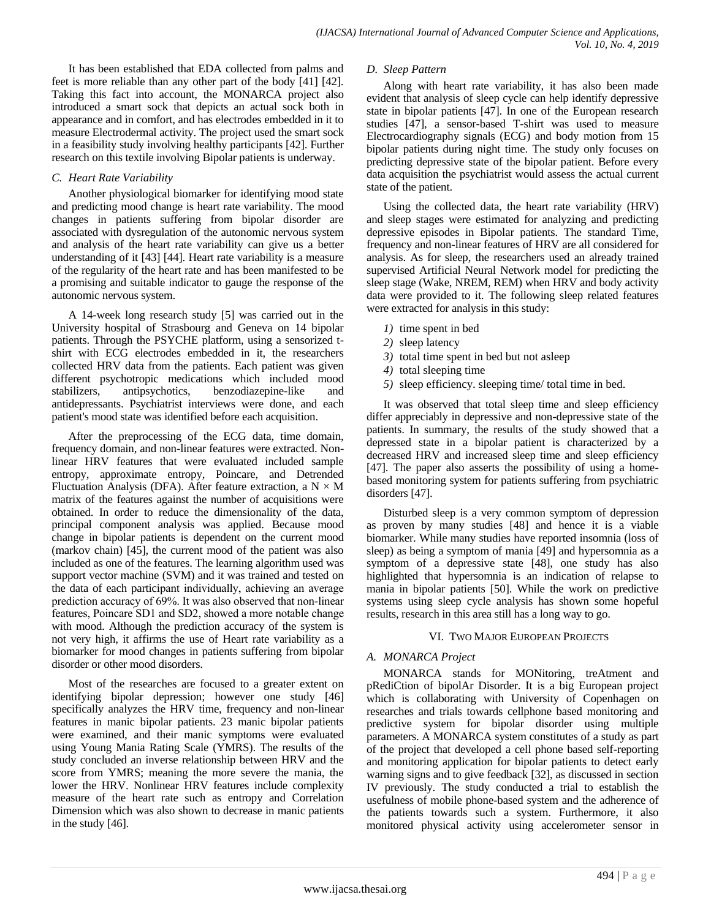It has been established that EDA collected from palms and feet is more reliable than any other part of the body [41] [42]. Taking this fact into account, the MONARCA project also introduced a smart sock that depicts an actual sock both in appearance and in comfort, and has electrodes embedded in it to measure Electrodermal activity. The project used the smart sock in a feasibility study involving healthy participants [42]. Further research on this textile involving Bipolar patients is underway.

### *C. Heart Rate Variability*

Another physiological biomarker for identifying mood state and predicting mood change is heart rate variability. The mood changes in patients suffering from bipolar disorder are associated with dysregulation of the autonomic nervous system and analysis of the heart rate variability can give us a better understanding of it [43] [44]. Heart rate variability is a measure of the regularity of the heart rate and has been manifested to be a promising and suitable indicator to gauge the response of the autonomic nervous system.

A 14-week long research study [5] was carried out in the University hospital of Strasbourg and Geneva on 14 bipolar patients. Through the PSYCHE platform, using a sensorized t-shirt with ECG electrodes embedded in it, the researchers collected HRV data from the patients. Each patient was given different psychotropic medications which included mood stabilizers, antipsychotics, benzodiazepine-like and antidepressants. Psychiatrist interviews were done, and each patient's mood state was identified before each acquisition.

After the preprocessing of the ECG data, time domain, frequency domain, and non-linear features were extracted. Non-linear HRV features that were evaluated included sample entropy, approximate entropy, Poincare, and Detrended Fluctuation Analysis (DFA). After feature extraction, a $N \times M$ matrix of the features against the number of acquisitions were obtained. In order to reduce the dimensionality of the data, principal component analysis was applied. Because mood change in bipolar patients is dependent on the current mood (markov chain) [45], the current mood of the patient was also included as one of the features. The learning algorithm used was support vector machine (SVM) and it was trained and tested on the data of each participant individually, achieving an average prediction accuracy of 69%. It was also observed that non-linear features, Poincare SD1 and SD2, showed a more notable change with mood. Although the prediction accuracy of the system is not very high, it affirms the use of Heart rate variability as a biomarker for mood changes in patients suffering from bipolar disorder or other mood disorders.

Most of the researches are focused to a greater extent on identifying bipolar depression; however one study [46] specifically analyzes the HRV time, frequency and non-linear features in manic bipolar patients. 23 manic bipolar patients were examined, and their manic symptoms were evaluated using Young Mania Rating Scale (YMRS). The results of the study concluded an inverse relationship between HRV and the score from YMRS; meaning the more severe the mania, the lower the HRV. Nonlinear HRV features include complexity measure of the heart rate such as entropy and Correlation Dimension which was also shown to decrease in manic patients in the study [46].

### *D. Sleep Pattern*

Along with heart rate variability, it has also been made evident that analysis of sleep cycle can help identify depressive state in bipolar patients [47]. In one of the European research studies [47], a sensor-based T-shirt was used to measure Electrocardiography signals (ECG) and body motion from 15 bipolar patients during night time. The study only focuses on predicting depressive state of the bipolar patient. Before every data acquisition the psychiatrist would assess the actual current state of the patient.

Using the collected data, the heart rate variability (HRV) and sleep stages were estimated for analyzing and predicting depressive episodes in Bipolar patients. The standard Time, frequency and non-linear features of HRV are all considered for analysis. As for sleep, the researchers used an already trained supervised Artificial Neural Network model for predicting the sleep stage (Wake, NREM, REM) when HRV and body activity data were provided to it. The following sleep related features were extracted for analysis in this study:

*1)* time spent in bed
*2)* sleep latency
*3)* total time spent in bed but not asleep
*4)* total sleeping time
*5)* sleep efficiency. sleeping time/ total time in bed.

It was observed that total sleep time and sleep efficiency differ appreciably in depressive and non-depressive state of the patients. In summary, the results of the study showed that a depressed state in a bipolar patient is characterized by a decreased HRV and increased sleep time and sleep efficiency [47]. The paper also asserts the possibility of using a home-based monitoring system for patients suffering from psychiatric disorders [47].

Disturbed sleep is a very common symptom of depression as proven by many studies [48] and hence it is a viable biomarker. While many studies have reported insomnia (loss of sleep) as being a symptom of mania [49] and hypersomnia as a symptom of a depressive state [48], one study has also highlighted that hypersomnia is an indication of relapse to mania in bipolar patients [50]. While the work on predictive systems using sleep cycle analysis has shown some hopeful results, research in this area still has a long way to go.

## VI. Two Major European Projects

### *A. MONARCA Project*

MONARCA stands for MONitoring, treAtment and pRediCtion of bipolAr Disorder. It is a big European project which is collaborating with University of Copenhagen on researches and trials towards cellphone based monitoring and predictive system for bipolar disorder using multiple parameters. A MONARCA system constitutes of a study as part of the project that developed a cell phone based self-reporting and monitoring application for bipolar patients to detect early warning signs and to give feedback [32], as discussed in section IV previously. The study conducted a trial to establish the usefulness of mobile phone-based system and the adherence of the patients towards such a system. Furthermore, it also monitored physical activity using accelerometer sensor in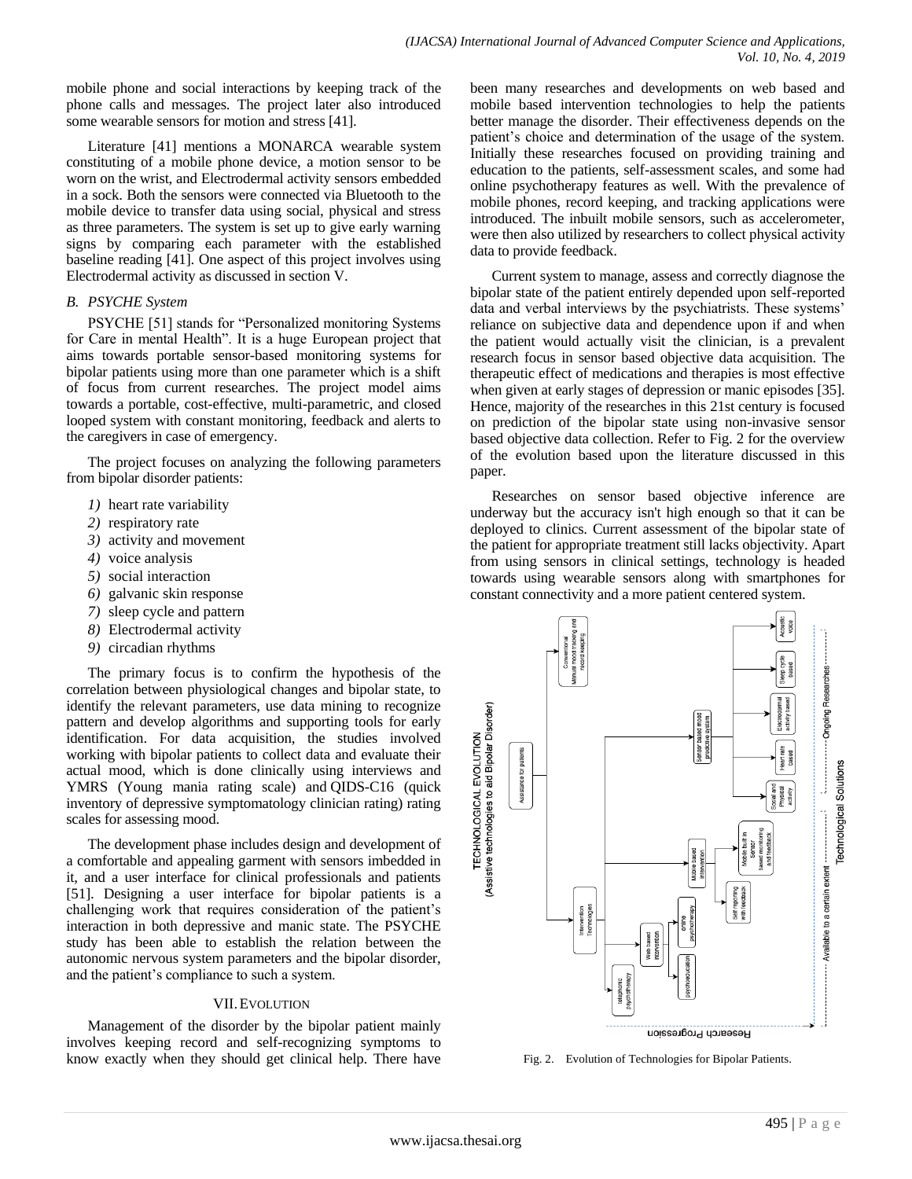mobile phone and social interactions by keeping track of the phone calls and messages. The project later also introduced some wearable sensors for motion and stress [41].

Literature [41] mentions a MONARCA wearable system constituting of a mobile phone device, a motion sensor to be worn on the wrist, and Electrodermal activity sensors embedded in a sock. Both the sensors were connected via Bluetooth to the mobile device to transfer data using social, physical and stress as three parameters. The system is set up to give early warning signs by comparing each parameter with the established baseline reading [41]. One aspect of this project involves using Electrodermal activity as discussed in section V.

### *B. PSYCHE System*

PSYCHE [51] stands for "Personalized monitoring Systems for Care in mental Health". It is a huge European project that aims towards portable sensor-based monitoring systems for bipolar patients using more than one parameter which is a shift of focus from current researches. The project model aims towards a portable, cost-effective, multi-parametric, and closed looped system with constant monitoring, feedback and alerts to the caregivers in case of emergency.

The project focuses on analyzing the following parameters from bipolar disorder patients:

*1)* heart rate variability
*2)* respiratory rate
*3)* activity and movement
*4)* voice analysis
*5)* social interaction
*6)* galvanic skin response
*7)* sleep cycle and pattern
*8)* Electrodermal activity
*9)* circadian rhythms

The primary focus is to confirm the hypothesis of the correlation between physiological changes and bipolar state, to identify the relevant parameters, use data mining to recognize pattern and develop algorithms and supporting tools for early identification. For data acquisition, the studies involved working with bipolar patients to collect data and evaluate their actual mood, which is done clinically using interviews and YMRS (Young mania rating scale) and QIDS-C16 (quick inventory of depressive symptomatology clinician rating) rating scales for assessing mood.

The development phase includes design and development of a comfortable and appealing garment with sensors imbedded in it, and a user interface for clinical professionals and patients [51]. Designing a user interface for bipolar patients is a challenging work that requires consideration of the patient's interaction in both depressive and manic state. The PSYCHE study has been able to establish the relation between the autonomic nervous system parameters and the bipolar disorder, and the patient's compliance to such a system.

## VII. EVOLUTION

Management of the disorder by the bipolar patient mainly involves keeping record and self-recognizing symptoms to know exactly when they should get clinical help. There have been many researches and developments on web based and mobile based intervention technologies to help the patients better manage the disorder. Their effectiveness depends on the patient's choice and determination of the usage of the system. Initially these researches focused on providing training and education to the patients, self-assessment scales, and some had online psychotherapy features as well. With the prevalence of mobile phones, record keeping, and tracking applications were introduced. The inbuilt mobile sensors, such as accelerometer, were then also utilized by researchers to collect physical activity data to provide feedback.

Current system to manage, assess and correctly diagnose the bipolar state of the patient entirely depended upon self-reported data and verbal interviews by the psychiatrists. These systems' reliance on subjective data and dependence upon if and when the patient would actually visit the clinician, is a prevalent research focus in sensor based objective data acquisition. The therapeutic effect of medications and therapies is most effective when given at early stages of depression or manic episodes [35]. Hence, majority of the researches in this 21st century is focused on prediction of the bipolar state using non-invasive sensor based objective data collection. Refer to Fig. 2 for the overview of the evolution based upon the literature discussed in this paper.

Researches on sensor based objective inference are underway but the accuracy isn't high enough so that it can be deployed to clinics. Current assessment of the bipolar state of the patient for appropriate treatment still lacks objectivity. Apart from using sensors in clinical settings, technology is headed towards using wearable sensors along with smartphones for constant connectivity and a more patient centered system.

Fig. 2. Evolution of Technologies for Bipolar Patients.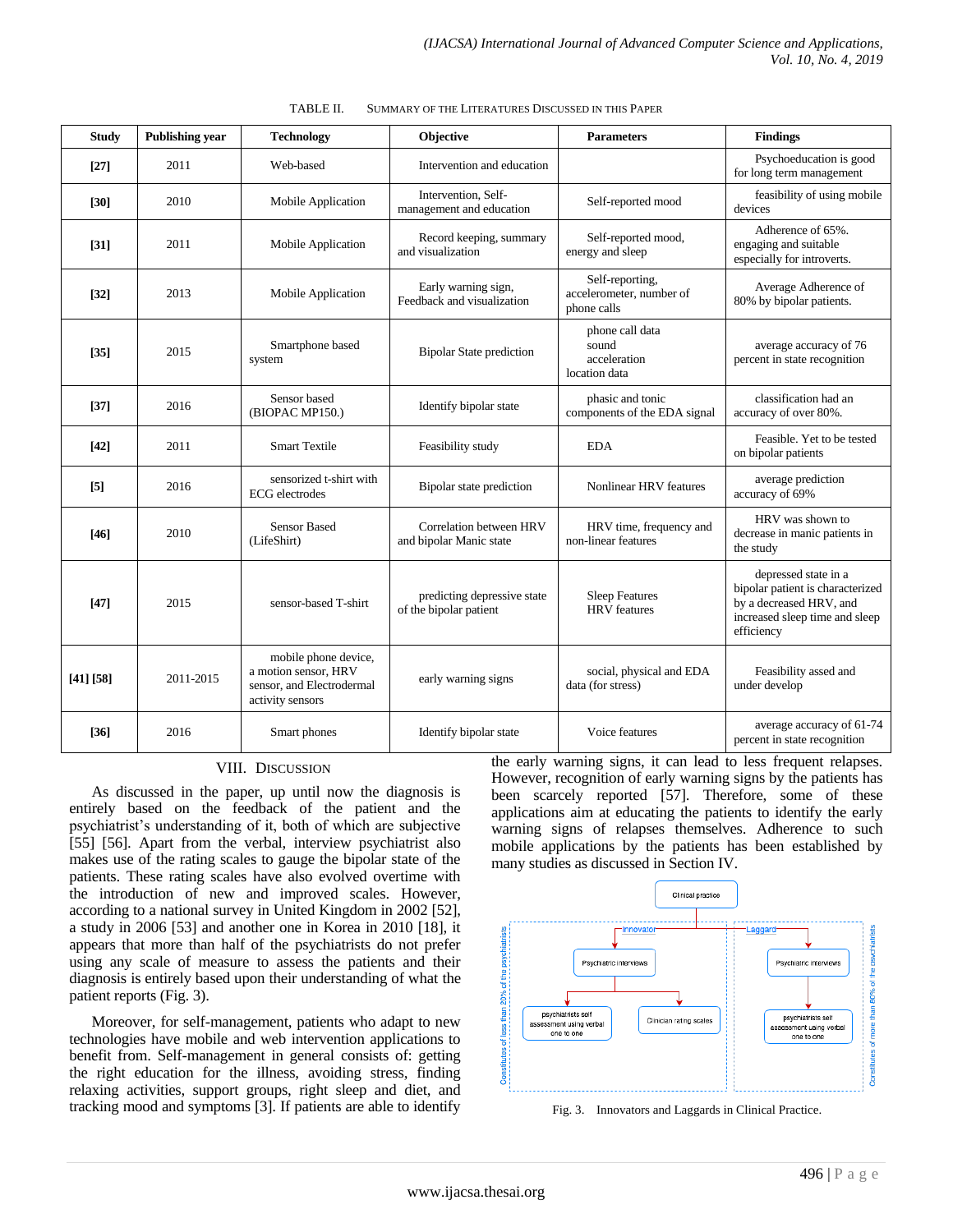TABLE II. SUMMARY OF THE LITERATURES DISCUSSED IN THIS PAPER

| Study | Publishing year | Technology | Objective | Parameters | Findings |
|---|---|---|---|---|---|
| **[27]** | 2011 | Web-based | Intervention and education | | Psychoeducation is good for long term management |
| **[30]** | 2010 | Mobile Application | Intervention, Self-management and education | Self-reported mood | feasibility of using mobile devices |
| **[31]** | 2011 | Mobile Application | Record keeping, summary and visualization | Self-reported mood, energy and sleep | Adherence of 65%. engaging and suitable especially for introverts. |
| **[32]** | 2013 | Mobile Application | Early warning sign, Feedback and visualization | Self-reporting, accelerometer, number of phone calls | Average Adherence of 80% by bipolar patients. |
| **[35]** | 2015 | Smartphone based system | Bipolar State prediction | phone call data sound acceleration location data | average accuracy of 76 percent in state recognition |
| **[37]** | 2016 | Sensor based (BIOPAC MP150.) | Identify bipolar state | phasic and tonic components of the EDA signal | classification had an accuracy of over 80%. |
| **[42]** | 2011 | Smart Textile | Feasibility study | EDA | Feasible. Yet to be tested on bipolar patients |
| **[5]** | 2016 | sensorized t-shirt with ECG electrodes | Bipolar state prediction | Nonlinear HRV features | average prediction accuracy of 69% |
| **[46]** | 2010 | Sensor Based (LifeShirt) | Correlation between HRV and bipolar Manic state | HRV time, frequency and non-linear features | HRV was shown to decrease in manic patients in the study |
| **[47]** | 2015 | sensor-based T-shirt | predicting depressive state of the bipolar patient | Sleep Features HRV features | depressed state in a bipolar patient is characterized by a decreased HRV, and increased sleep time and sleep efficiency |
| **[41] [58]** | 2011-2015 | mobile phone device, a motion sensor, HRV sensor, and Electrodermal activity sensors | early warning signs | social, physical and EDA data (for stress) | Feasibility assed and under develop |
| **[36]** | 2016 | Smart phones | Identify bipolar state | Voice features | average accuracy of 61-74 percent in state recognition |

## VIII. DISCUSSION

As discussed in the paper, up until now the diagnosis is entirely based on the feedback of the patient and the psychiatrist's understanding of it, both of which are subjective [55] [56]. Apart from the verbal, interview psychiatrist also makes use of the rating scales to gauge the bipolar state of the patients. These rating scales have also evolved overtime with the introduction of new and improved scales. However, according to a national survey in United Kingdom in 2002 [52], a study in 2006 [53] and another one in Korea in 2010 [18], it appears that more than half of the psychiatrists do not prefer using any scale of measure to assess the patients and their diagnosis is entirely based upon their understanding of what the patient reports (Fig. 3).

Moreover, for self-management, patients who adapt to new technologies have mobile and web intervention applications to benefit from. Self-management in general consists of: getting the right education for the illness, avoiding stress, finding relaxing activities, support groups, right sleep and diet, and tracking mood and symptoms [3]. If patients are able to identify the early warning signs, it can lead to less frequent relapses. However, recognition of early warning signs by the patients has been scarcely reported [57]. Therefore, some of these applications aim at educating the patients to identify the early warning signs of relapses themselves. Adherence to such mobile applications by the patients has been established by many studies as discussed in Section IV.

Fig. 3. Innovators and Laggards in Clinical Practice.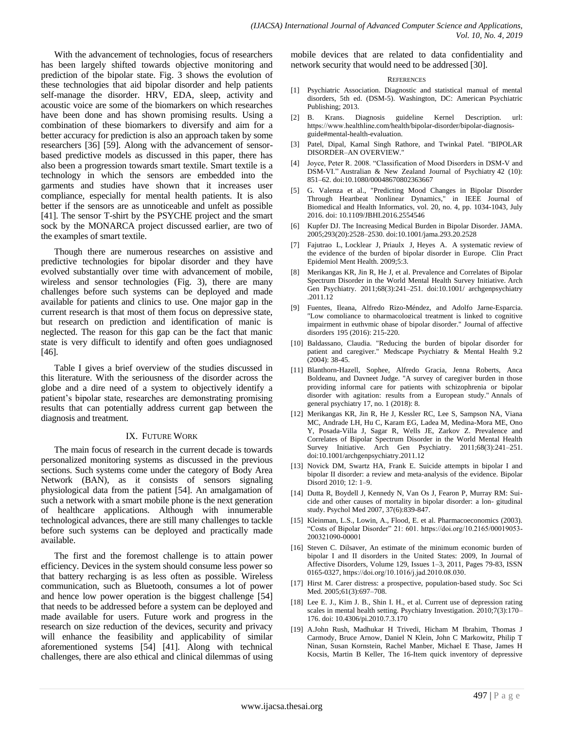With the advancement of technologies, focus of researchers has been largely shifted towards objective monitoring and prediction of the bipolar state. Fig. 3 shows the evolution of these technologies that aid bipolar disorder and help patients self-manage the disorder. HRV, EDA, sleep, activity and acoustic voice are some of the biomarkers on which researches have been done and has shown promising results. Using a combination of these biomarkers to diversify and aim for a better accuracy for prediction is also an approach taken by some researchers [36] [59]. Along with the advancement of sensor-based predictive models as discussed in this paper, there has also been a progression towards smart textile. Smart textile is a technology in which the sensors are embedded into the garments and studies have shown that it increases user compliance, especially for mental health patients. It is also better if the sensors are as unnoticeable and unfelt as possible [41]. The sensor T-shirt by the PSYCHE project and the smart sock by the MONARCA project discussed earlier, are two of the examples of smart textile.

Though there are numerous researches on assistive and predictive technologies for bipolar disorder and they have evolved substantially over time with advancement of mobile, wireless and sensor technologies (Fig. 3), there are many challenges before such systems can be deployed and made available for patients and clinics to use. One major gap in the current research is that most of them focus on depressive state, but research on prediction and identification of manic is neglected. The reason for this gap can be the fact that manic state is very difficult to identify and often goes undiagnosed [46].

Table I gives a brief overview of the studies discussed in this literature. With the seriousness of the disorder across the globe and a dire need of a system to objectively identify a patient's bipolar state, researches are demonstrating promising results that can potentially address current gap between the diagnosis and treatment.

## IX. Future Work

The main focus of research in the current decade is towards personalized monitoring systems as discussed in the previous sections. Such systems come under the category of Body Area Network (BAN), as it consists of sensors signaling physiological data from the patient [54]. An amalgamation of such a network with a smart mobile phone is the next generation of healthcare applications. Although with innumerable technological advances, there are still many challenges to tackle before such systems can be deployed and practically made available.

The first and the foremost challenge is to attain power efficiency. Devices in the system should consume less power so that battery recharging is as less often as possible. Wireless communication, such as Bluetooth, consumes a lot of power and hence low power operation is the biggest challenge [54] that needs to be addressed before a system can be deployed and made available for users. Future work and progress in the research on size reduction of the devices, security and privacy will enhance the feasibility and applicability of similar aforementioned systems [54] [41]. Along with technical challenges, there are also ethical and clinical dilemmas of using mobile devices that are related to data confidentiality and network security that would need to be addressed [30].

## References

[1] Psychiatric Association. Diagnostic and statistical manual of mental disorders, 5th ed. (DSM-5). Washington, DC: American Psychiatric Publishing; 2013.

[2] B. Krans. Diagnosis guideline Kernel Description. url: https://www.healthline.com/health/bipolar-disorder/bipolar-diagnosis-guide#mental-health-evaluation.

[3] Patel, Dipal, Kamal Singh Rathore, and Twinkal Patel. "BIPOLAR DISORDER–AN OVERVIEW."

[4] Joyce, Peter R. 2008. "Classification of Mood Disorders in DSM-V and DSM-VI." Australian & New Zealand Journal of Psychiatry 42 (10): 851–62. doi:10.1080/00048670802363667

[5] G. Valenza et al., "Predicting Mood Changes in Bipolar Disorder Through Heartbeat Nonlinear Dynamics," in IEEE Journal of Biomedical and Health Informatics, vol. 20, no. 4, pp. 1034-1043, July 2016. doi: 10.1109/JBHI.2016.2554546

[6] Kupfer DJ. The Increasing Medical Burden in Bipolar Disorder. JAMA. 2005;293(20):2528–2530. doi:10.1001/jama.293.20.2528

[7] Fajutrao L, Locklear J, Priaulx J, Heyes A. A systematic review of the evidence of the burden of bipolar disorder in Europe. Clin Pract Epidemiol Ment Health. 2009;5:3.

[8] Merikangas KR, Jin R, He J, et al. Prevalence and Correlates of Bipolar Spectrum Disorder in the World Mental Health Survey Initiative. Arch Gen Psychiatry. 2011;68(3):241–251. doi:10.1001/ archgenpsychiatry .2011.12

[9] Fuentes, Ileana, Alfredo Rizo-Méndez, and Adolfo Jarne-Esparcia. "Low compliance to pharmacological treatment is linked to cognitive impairment in euthymic phase of bipolar disorder." Journal of affective disorders 195 (2016): 215-220.

[10] Baldassano, Claudia. "Reducing the burden of bipolar disorder for patient and caregiver." Medscape Psychiatry & Mental Health 9.2 (2004): 38-45.

[11] Blanthorn-Hazell, Sophee, Alfredo Gracia, Jenna Roberts, Anca Boldeanu, and Davneet Judge. "A survey of caregiver burden in those providing informal care for patients with schizophrenia or bipolar disorder with agitation: results from a European study." Annals of general psychiatry 17, no. 1 (2018): 8.

[12] Merikangas KR, Jin R, He J, Kessler RC, Lee S, Sampson NA, Viana MC, Andrade LH, Hu C, Karam EG, Ladea M, Medina-Mora ME, Ono Y, Posada-Villa J, Sagar R, Wells JE, Zarkov Z. Prevalence and Correlates of Bipolar Spectrum Disorder in the World Mental Health Survey Initiative. Arch Gen Psychiatry. 2011;68(3):241–251. doi:10.1001/archgenpsychiatry.2011.12

[13] Novick DM, Swartz HA, Frank E. Suicide attempts in bipolar I and bipolar II disorder: a review and meta-analysis of the evidence. Bipolar Disord 2010; 12: 1–9.

[14] Dutta R, Boydell J, Kennedy N, Van Os J, Fearon P, Murray RM: Suicide and other causes of mortality in bipolar disorder: a lon- gitudinal study. Psychol Med 2007, 37(6):839-847.

[15] Kleinman, L.S., Lowin, A., Flood, E. et al. Pharmacoeconomics (2003). "Costs of Bipolar Disorder" 21: 601. https://doi.org/10.2165/00019053-200321090-00001

[16] Steven C. Dilsaver, An estimate of the minimum economic burden of bipolar I and II disorders in the United States: 2009, In Journal of Affective Disorders, Volume 129, Issues 1–3, 2011, Pages 79-83, ISSN 0165-0327, https://doi.org/10.1016/j.jad.2010.08.030.

[17] Hirst M. Carer distress: a prospective, population-based study. Soc Sci Med. 2005;61(3):697–708.

[18] Lee E. J., Kim J. B., Shin I. H., et al. Current use of depression rating scales in mental health setting. Psychiatry Investigation. 2010;7(3):170–176. doi: 10.4306/pi.2010.7.3.170

[19] A.John Rush, Madhukar H Trivedi, Hicham M Ibrahim, Thomas J Carmody, Bruce Arnow, Daniel N Klein, John C Markowitz, Philip T Ninan, Susan Kornstein, Rachel Manber, Michael E Thase, James H Kocsis, Martin B Keller, The 16-Item quick inventory of depressive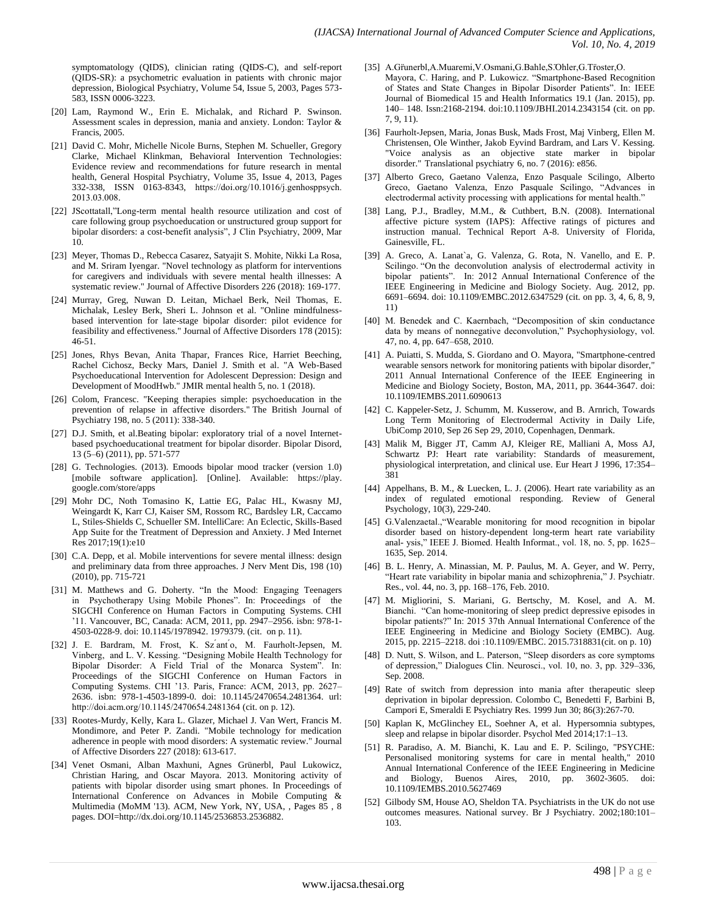symptomatology (QIDS), clinician rating (QIDS-C), and self-report (QIDS-SR): a psychometric evaluation in patients with chronic major depression, Biological Psychiatry, Volume 54, Issue 5, 2003, Pages 573-583, ISSN 0006-3223.

[20] Lam, Raymond W., Erin E. Michalak, and Richard P. Swinson. Assessment scales in depression, mania and anxiety. London: Taylor & Francis, 2005.

[21] David C. Mohr, Michelle Nicole Burns, Stephen M. Schueller, Gregory Clarke, Michael Klinkman, Behavioral Intervention Technologies: Evidence review and recommendations for future research in mental health, General Hospital Psychiatry, Volume 35, Issue 4, 2013, Pages 332-338, ISSN 0163-8343, https://doi.org/10.1016/j.genhosppsych. 2013.03.008.

[22] JScottatall,"Long-term mental health resource utilization and cost of care following group psychoeducation or unstructured group support for bipolar disorders: a cost-benefit analysis", J Clin Psychiatry, 2009, Mar 10.

[23] Meyer, Thomas D., Rebecca Casarez, Satyajit S. Mohite, Nikki La Rosa, and M. Sriram Iyengar. "Novel technology as platform for interventions for caregivers and individuals with severe mental health illnesses: A systematic review." Journal of Affective Disorders 226 (2018): 169-177.

[24] Murray, Greg, Nuwan D. Leitan, Michael Berk, Neil Thomas, E. Michalak, Lesley Berk, Sheri L. Johnson et al. "Online mindfulness-based intervention for late-stage bipolar disorder: pilot evidence for feasibility and effectiveness." Journal of Affective Disorders 178 (2015): 46-51.

[25] Jones, Rhys Bevan, Anita Thapar, Frances Rice, Harriet Beeching, Rachel Cichosz, Becky Mars, Daniel J. Smith et al. "A Web-Based Psychoeducational Intervention for Adolescent Depression: Design and Development of MoodHwb." JMIR mental health 5, no. 1 (2018).

[26] Colom, Francesc. "Keeping therapies simple: psychoeducation in the prevention of relapse in affective disorders." The British Journal of Psychiatry 198, no. 5 (2011): 338-340.

[27] D.J. Smith, et al.Beating bipolar: exploratory trial of a novel Internet-based psychoeducational treatment for bipolar disorder. Bipolar Disord, 13 (5–6) (2011), pp. 571-577

[28] G. Technologies. (2013). Emoods bipolar mood tracker (version 1.0) [mobile software application]. [Online]. Available: https://play. google.com/store/apps

[29] Mohr DC, Noth Tomasino K, Lattie EG, Palac HL, Kwasny MJ, Weingardt K, Karr CJ, Kaiser SM, Rossom RC, Bardsley LR, Caccamo L, Stiles-Shields C, Schueller SM. IntelliCare: An Eclectic, Skills-Based App Suite for the Treatment of Depression and Anxiety. J Med Internet Res 2017;19(1):e10

[30] C.A. Depp, et al. Mobile interventions for severe mental illness: design and preliminary data from three approaches. J Nerv Ment Dis, 198 (10) (2010), pp. 715-721

[31] M. Matthews and G. Doherty. "In the Mood: Engaging Teenagers in Psychotherapy Using Mobile Phones". In: Proceedings of the SIGCHI Conference on Human Factors in Computing Systems. CHI '11. Vancouver, BC, Canada: ACM, 2011, pp. 2947–2956. isbn: 978-1-4503-0228-9. doi: 10.1145/1978942. 1979379. (cit. on p. 11).

[32] J. E. Bardram, M. Frost, K. Sz ́ant ́o, M. Faurholt-Jepsen, M. Vinberg, and L. V. Kessing. "Designing Mobile Health Technology for Bipolar Disorder: A Field Trial of the Monarca System". In: Proceedings of the SIGCHI Conference on Human Factors in Computing Systems. CHI '13. Paris, France: ACM, 2013, pp. 2627–2636. isbn: 978-1-4503-1899-0. doi: 10.1145/2470654.2481364. url: http://doi.acm.org/10.1145/2470654.2481364 (cit. on p. 12).

[33] Rootes-Murdy, Kelly, Kara L. Glazer, Michael J. Van Wert, Francis M. Mondimore, and Peter P. Zandi. "Mobile technology for medication adherence in people with mood disorders: A systematic review." Journal of Affective Disorders 227 (2018): 613-617.

[34] Venet Osmani, Alban Maxhuni, Agnes Grünerbl, Paul Lukowicz, Christian Haring, and Oscar Mayora. 2013. Monitoring activity of patients with bipolar disorder using smart phones. In Proceedings of International Conference on Advances in Mobile Computing & Multimedia (MoMM '13). ACM, New York, NY, USA, , Pages 85 , 8 pages. DOI=http://dx.doi.org/10.1145/2536853.2536882.

[35] A.Gřunerbl,A.Muaremi,V.Osmani,G.Bahle,S.Öhler,G.Třoster,O. Mayora, C. Haring, and P. Lukowicz. "Smartphone-Based Recognition of States and State Changes in Bipolar Disorder Patients". In: IEEE Journal of Biomedical 15 and Health Informatics 19.1 (Jan. 2015), pp. 140– 148. Issn:2168-2194. doi:10.1109/JBHI.2014.2343154 (cit. on pp. 7, 9, 11).

[36] Faurholt-Jepsen, Maria, Jonas Busk, Mads Frost, Maj Vinberg, Ellen M. Christensen, Ole Winther, Jakob Eyvind Bardram, and Lars V. Kessing. "Voice analysis as an objective state marker in bipolar disorder." Translational psychiatry 6, no. 7 (2016): e856.

[37] Alberto Greco, Gaetano Valenza, Enzo Pasquale Scilingo, Alberto Greco, Gaetano Valenza, Enzo Pasquale Scilingo, "Advances in electrodermal activity processing with applications for mental health."

[38] Lang, P.J., Bradley, M.M., & Cuthbert, B.N. (2008). International affective picture system (IAPS): Affective ratings of pictures and instruction manual. Technical Report A-8. University of Florida, Gainesville, FL.

[39] A. Greco, A. Lanat`a, G. Valenza, G. Rota, N. Vanello, and E. P. Scilingo. "On the deconvolution analysis of electrodermal activity in bipolar patients". In: 2012 Annual International Conference of the IEEE Engineering in Medicine and Biology Society. Aug. 2012, pp. 6691–6694. doi: 10.1109/EMBC.2012.6347529 (cit. on pp. 3, 4, 6, 8, 9, 11)

[40] M. Benedek and C. Kaernbach, "Decomposition of skin conductance data by means of nonnegative deconvolution," Psychophysiology, vol. 47, no. 4, pp. 647–658, 2010.

[41] A. Puiatti, S. Mudda, S. Giordano and O. Mayora, "Smartphone-centred wearable sensors network for monitoring patients with bipolar disorder," 2011 Annual International Conference of the IEEE Engineering in Medicine and Biology Society, Boston, MA, 2011, pp. 3644-3647. doi: 10.1109/IEMBS.2011.6090613

[42] C. Kappeler-Setz, J. Schumm, M. Kusserow, and B. Arnrich, Towards Long Term Monitoring of Electrodermal Activity in Daily Life, UbiComp 2010, Sep 26 Sep 29, 2010, Copenhagen, Denmark.

[43] Malik M, Bigger JT, Camm AJ, Kleiger RE, Malliani A, Moss AJ, Schwartz PJ: Heart rate variability: Standards of measurement, physiological interpretation, and clinical use. Eur Heart J 1996, 17:354–381

[44] Appelhans, B. M., & Luecken, L. J. (2006). Heart rate variability as an index of regulated emotional responding. Review of General Psychology, 10(3), 229-240.

[45] G.Valenzaetal.,"Wearable monitoring for mood recognition in bipolar disorder based on history-dependent long-term heart rate variability anal- ysis," IEEE J. Biomed. Health Informat., vol. 18, no. 5, pp. 1625–1635, Sep. 2014.

[46] B. L. Henry, A. Minassian, M. P. Paulus, M. A. Geyer, and W. Perry, "Heart rate variability in bipolar mania and schizophrenia," J. Psychiatr. Res., vol. 44, no. 3, pp. 168–176, Feb. 2010.

[47] M. Migliorini, S. Mariani, G. Bertschy, M. Kosel, and A. M. Bianchi. "Can home-monitoring of sleep predict depressive episodes in bipolar patients?" In: 2015 37th Annual International Conference of the IEEE Engineering in Medicine and Biology Society (EMBC). Aug. 2015, pp. 2215–2218. doi :10.1109/EMBC. 2015.7318831(cit. on p. 10)

[48] D. Nutt, S. Wilson, and L. Paterson, "Sleep disorders as core symptoms of depression," Dialogues Clin. Neurosci., vol. 10, no. 3, pp. 329–336, Sep. 2008.

[49] Rate of switch from depression into mania after therapeutic sleep deprivation in bipolar depression. Colombo C, Benedetti F, Barbini B, Campori E, Smeraldi E Psychiatry Res. 1999 Jun 30; 86(3):267-70.

[50] Kaplan K, McGlinchey EL, Soehner A, et al. Hypersomnia subtypes, sleep and relapse in bipolar disorder. Psychol Med 2014;17:1–13.

[51] R. Paradiso, A. M. Bianchi, K. Lau and E. P. Scilingo, "PSYCHE: Personalised monitoring systems for care in mental health," 2010 Annual International Conference of the IEEE Engineering in Medicine and Biology, Buenos Aires, 2010, pp. 3602-3605. doi: 10.1109/IEMBS.2010.5627469

[52] Gilbody SM, House AO, Sheldon TA. Psychiatrists in the UK do not use outcomes measures. National survey. Br J Psychiatry. 2002;180:101–103.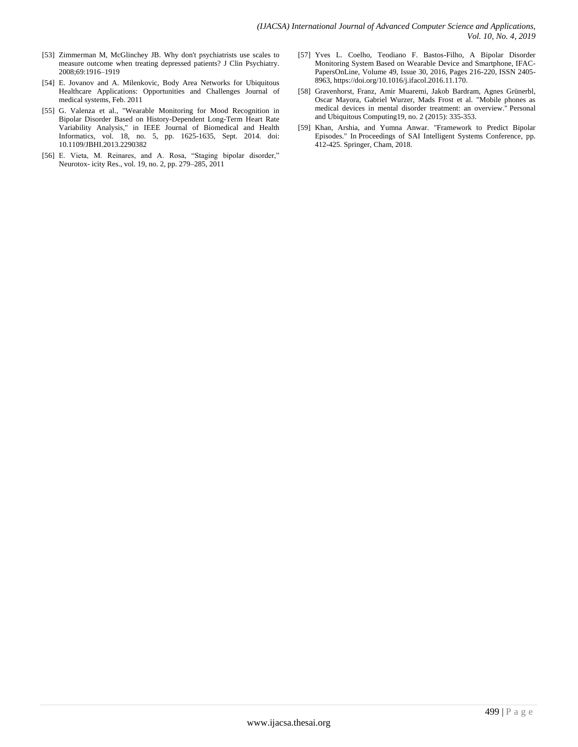[53] Zimmerman M, McGlinchey JB. Why don't psychiatrists use scales to measure outcome when treating depressed patients? J Clin Psychiatry. 2008;69:1916–1919

[54] E. Jovanov and A. Milenkovic, Body Area Networks for Ubiquitous Healthcare Applications: Opportunities and Challenges Journal of medical systems, Feb. 2011

[55] G. Valenza et al., "Wearable Monitoring for Mood Recognition in Bipolar Disorder Based on History-Dependent Long-Term Heart Rate Variability Analysis," in IEEE Journal of Biomedical and Health Informatics, vol. 18, no. 5, pp. 1625-1635, Sept. 2014. doi: 10.1109/JBHI.2013.2290382

[56] E. Vieta, M. Reinares, and A. Rosa, "Staging bipolar disorder," Neurotox- icity Res., vol. 19, no. 2, pp. 279–285, 2011

[57] Yves L. Coelho, Teodiano F. Bastos-Filho, A Bipolar Disorder Monitoring System Based on Wearable Device and Smartphone, IFAC-PapersOnLine, Volume 49, Issue 30, 2016, Pages 216-220, ISSN 2405-8963, https://doi.org/10.1016/j.ifacol.2016.11.170.

[58] Gravenhorst, Franz, Amir Muaremi, Jakob Bardram, Agnes Grünerbl, Oscar Mayora, Gabriel Wurzer, Mads Frost et al. "Mobile phones as medical devices in mental disorder treatment: an overview." Personal and Ubiquitous Computing19, no. 2 (2015): 335-353.

[59] Khan, Arshia, and Yumna Anwar. "Framework to Predict Bipolar Episodes." In Proceedings of SAI Intelligent Systems Conference, pp. 412-425. Springer, Cham, 2018.